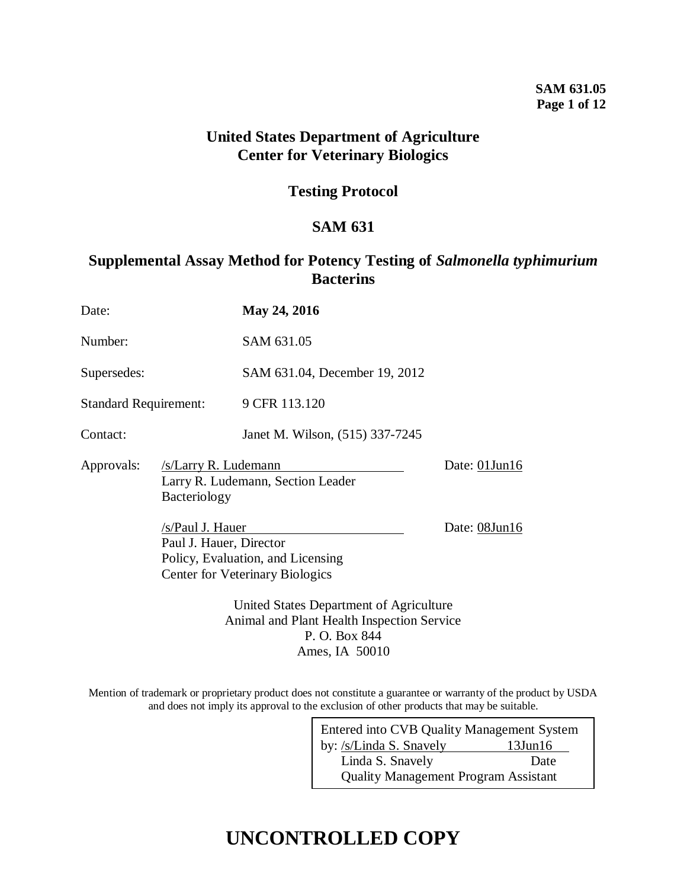# United States Department of Agriculture
# Center for Veterinary Biologics

## Testing Protocol

## SAM 631

## Supplemental Assay Method for Potency Testing of *Salmonella typhimurium* Bacterins

| | |
|---|---|
| Date: | **May 24, 2016** |
| Number: | SAM 631.05 |
| Supersedes: | SAM 631.04, December 19, 2012 |
| Standard Requirement: | 9 CFR 113.120 |
| Contact: | Janet M. Wilson, (515) 337-7245 |

Approvals: /s/Larry R. Ludemann Date: 01Jun16
Larry R. Ludemann, Section Leader
Bacteriology

/s/Paul J. Hauer Date: 08Jun16
Paul J. Hauer, Director
Policy, Evaluation, and Licensing
Center for Veterinary Biologics

United States Department of Agriculture
Animal and Plant Health Inspection Service
P. O. Box 844
Ames, IA 50010

Mention of trademark or proprietary product does not constitute a guarantee or warranty of the product by USDA and does not imply its approval to the exclusion of other products that may be suitable.

Entered into CVB Quality Management System
by: /s/Linda S. Snavely 13Jun16
Linda S. Snavely Date
Quality Management Program Assistant

# UNCONTROLLED COPY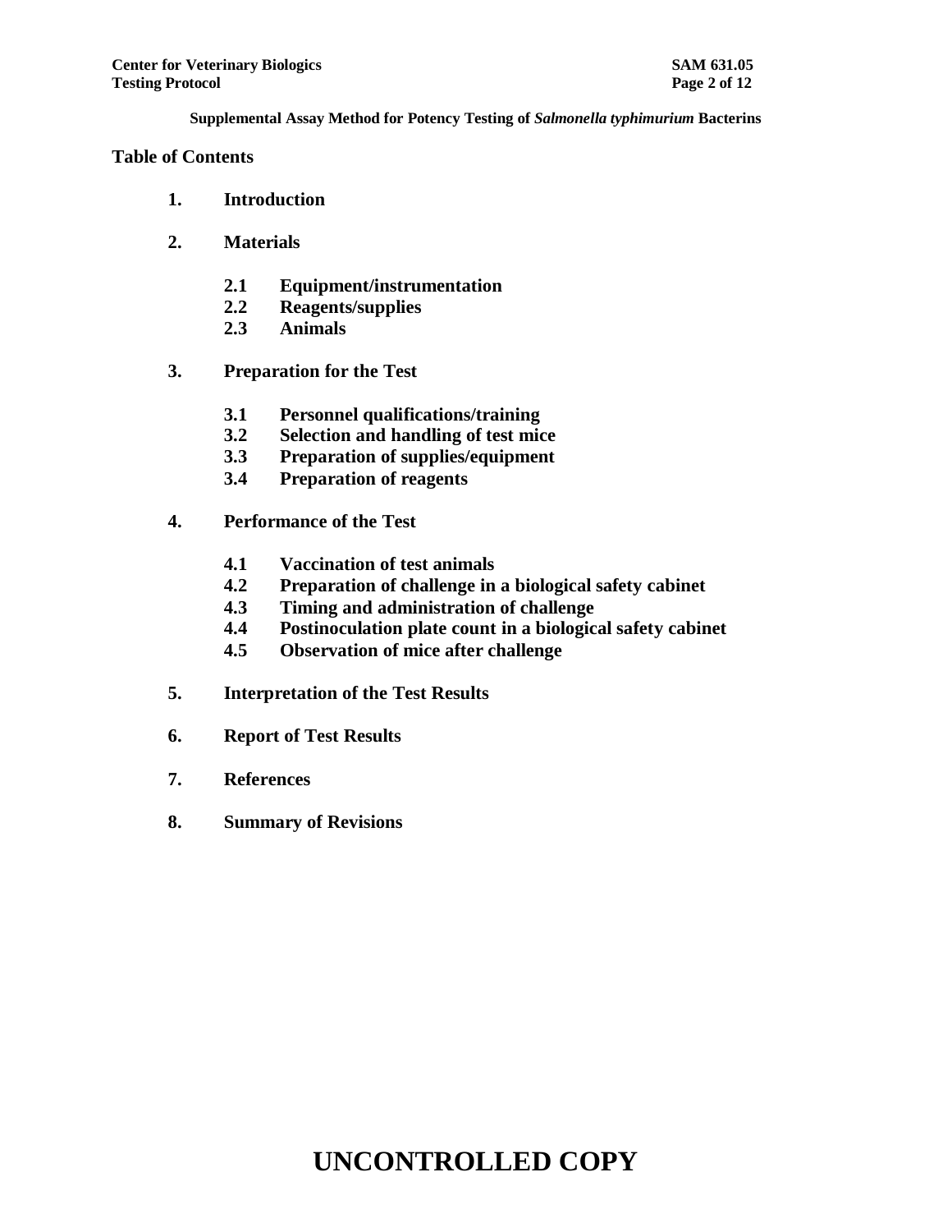**Supplemental Assay Method for Potency Testing of *Salmonella typhimurium* Bacterins**

## Table of Contents

1. **Introduction**

2. **Materials**

   2.1 **Equipment/instrumentation**
   2.2 **Reagents/supplies**
   2.3 **Animals**

3. **Preparation for the Test**

   3.1 **Personnel qualifications/training**
   3.2 **Selection and handling of test mice**
   3.3 **Preparation of supplies/equipment**
   3.4 **Preparation of reagents**

4. **Performance of the Test**

   4.1 **Vaccination of test animals**
   4.2 **Preparation of challenge in a biological safety cabinet**
   4.3 **Timing and administration of challenge**
   4.4 **Postinoculation plate count in a biological safety cabinet**
   4.5 **Observation of mice after challenge**

5. **Interpretation of the Test Results**

6. **Report of Test Results**

7. **References**

8. **Summary of Revisions**

# UNCONTROLLED COPY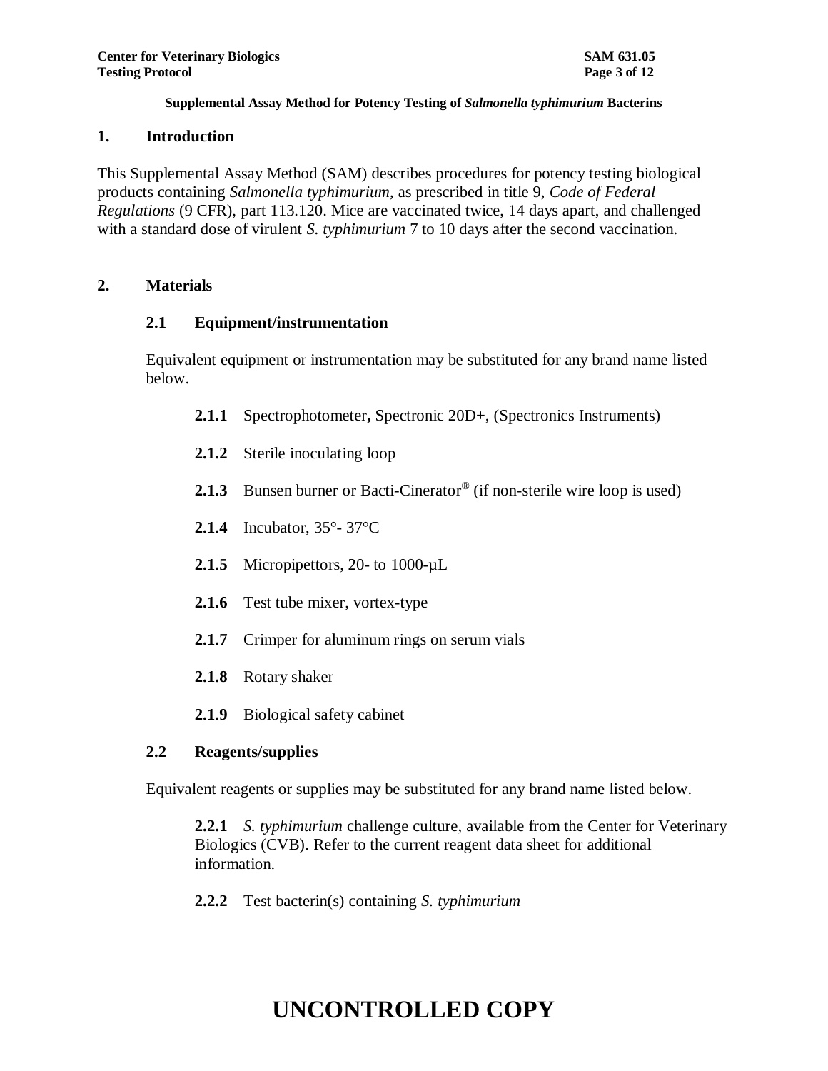**Supplemental Assay Method for Potency Testing of *Salmonella typhimurium* Bacterins**

## 1. Introduction

This Supplemental Assay Method (SAM) describes procedures for potency testing biological products containing *Salmonella typhimurium*, as prescribed in title 9, *Code of Federal Regulations* (9 CFR), part 113.120. Mice are vaccinated twice, 14 days apart, and challenged with a standard dose of virulent *S. typhimurium* 7 to 10 days after the second vaccination.

## 2. Materials

### 2.1 Equipment/instrumentation

Equivalent equipment or instrumentation may be substituted for any brand name listed below.

**2.1.1** Spectrophotometer**,** Spectronic 20D+, (Spectronics Instruments)

**2.1.2** Sterile inoculating loop

**2.1.3** Bunsen burner or Bacti-Cinerator® (if non-sterile wire loop is used)

**2.1.4** Incubator, 35°- 37°C

**2.1.5** Micropipettors, 20- to 1000-µL

**2.1.6** Test tube mixer, vortex-type

**2.1.7** Crimper for aluminum rings on serum vials

**2.1.8** Rotary shaker

**2.1.9** Biological safety cabinet

### 2.2 Reagents/supplies

Equivalent reagents or supplies may be substituted for any brand name listed below.

**2.2.1** *S. typhimurium* challenge culture, available from the Center for Veterinary Biologics (CVB). Refer to the current reagent data sheet for additional information.

**2.2.2** Test bacterin(s) containing *S. typhimurium*

**UNCONTROLLED COPY**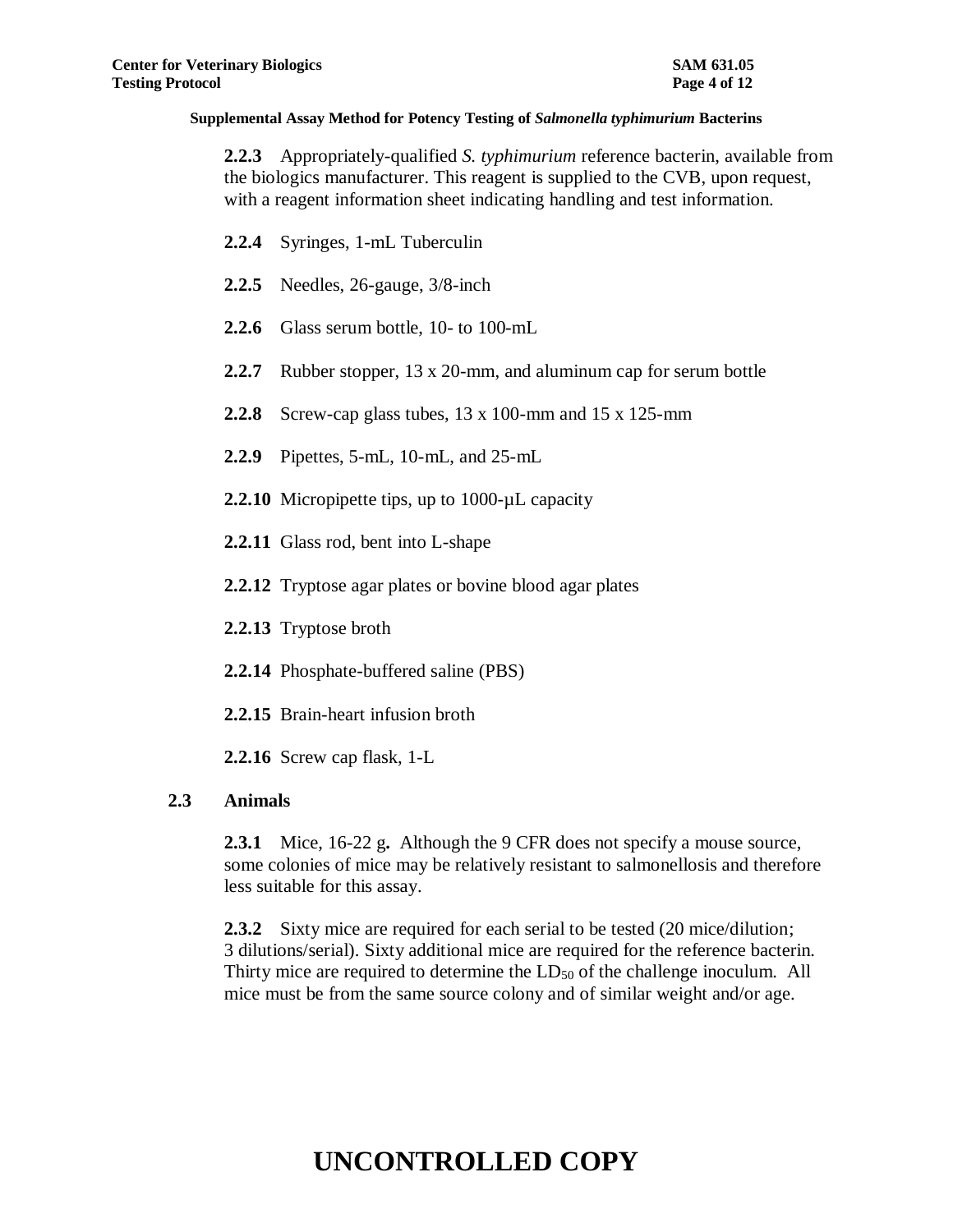**2.2.3** Appropriately-qualified *S. typhimurium* reference bacterin, available from the biologics manufacturer. This reagent is supplied to the CVB, upon request, with a reagent information sheet indicating handling and test information.

**2.2.4** Syringes, 1-mL Tuberculin

**2.2.5** Needles, 26-gauge, 3/8-inch

**2.2.6** Glass serum bottle, 10- to 100-mL

**2.2.7** Rubber stopper, 13 x 20-mm, and aluminum cap for serum bottle

**2.2.8** Screw-cap glass tubes, 13 x 100-mm and 15 x 125-mm

**2.2.9** Pipettes, 5-mL, 10-mL, and 25-mL

**2.2.10** Micropipette tips, up to 1000-µL capacity

**2.2.11** Glass rod, bent into L-shape

**2.2.12** Tryptose agar plates or bovine blood agar plates

**2.2.13** Tryptose broth

**2.2.14** Phosphate-buffered saline (PBS)

**2.2.15** Brain-heart infusion broth

**2.2.16** Screw cap flask, 1-L

### 2.3 Animals

**2.3.1** Mice, 16-22 g**.** Although the 9 CFR does not specify a mouse source, some colonies of mice may be relatively resistant to salmonellosis and therefore less suitable for this assay.

**2.3.2** Sixty mice are required for each serial to be tested (20 mice/dilution; 3 dilutions/serial). Sixty additional mice are required for the reference bacterin. Thirty mice are required to determine the $LD_{50}$ of the challenge inoculum. All mice must be from the same source colony and of similar weight and/or age.

UNCONTROLLED COPY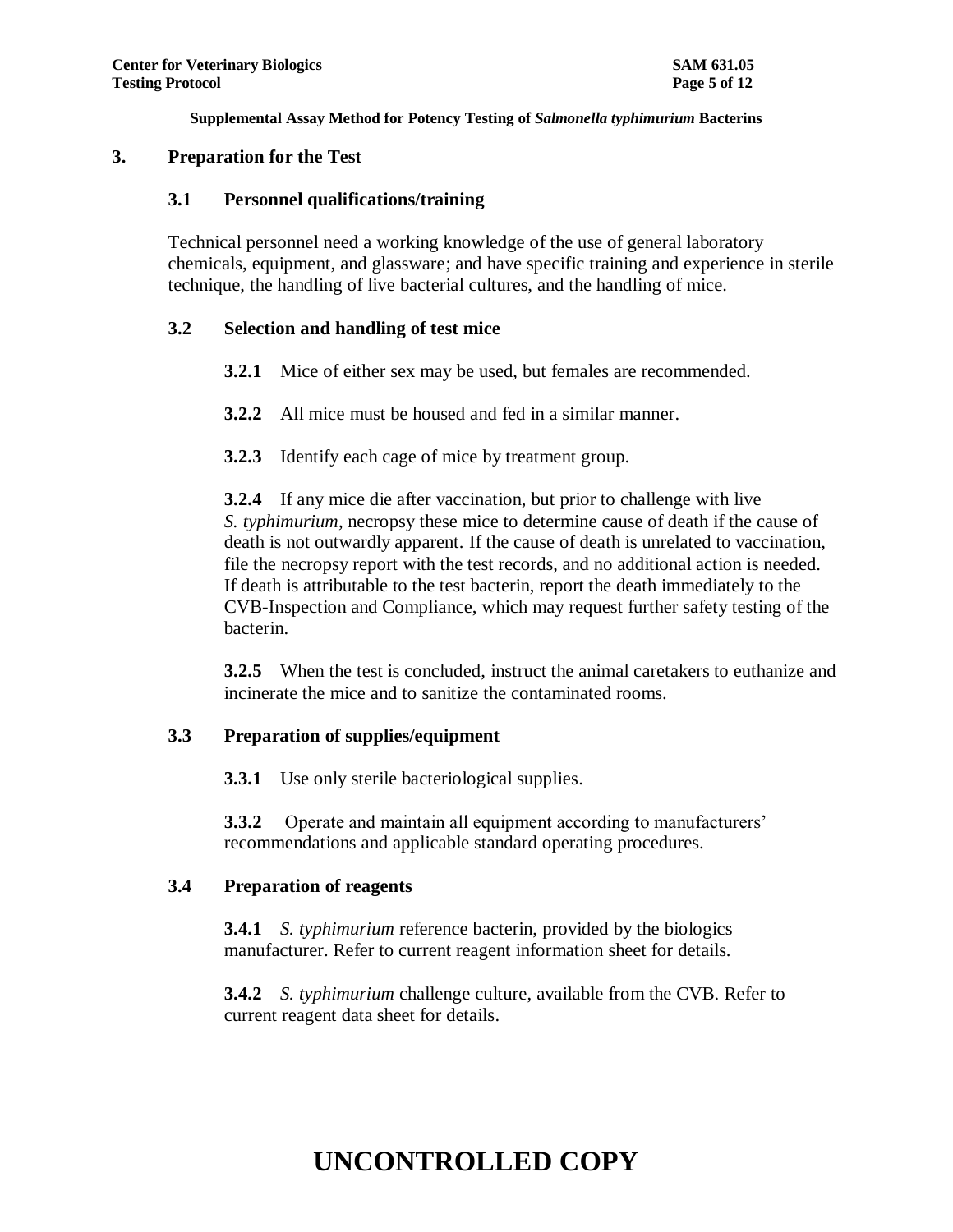## 3. Preparation for the Test

### 3.1 Personnel qualifications/training

Technical personnel need a working knowledge of the use of general laboratory chemicals, equipment, and glassware; and have specific training and experience in sterile technique, the handling of live bacterial cultures, and the handling of mice.

### 3.2 Selection and handling of test mice

**3.2.1** Mice of either sex may be used, but females are recommended.

**3.2.2** All mice must be housed and fed in a similar manner.

**3.2.3** Identify each cage of mice by treatment group.

**3.2.4** If any mice die after vaccination, but prior to challenge with live *S. typhimurium*, necropsy these mice to determine cause of death if the cause of death is not outwardly apparent. If the cause of death is unrelated to vaccination, file the necropsy report with the test records, and no additional action is needed. If death is attributable to the test bacterin, report the death immediately to the CVB-Inspection and Compliance, which may request further safety testing of the bacterin.

**3.2.5** When the test is concluded, instruct the animal caretakers to euthanize and incinerate the mice and to sanitize the contaminated rooms.

### 3.3 Preparation of supplies/equipment

**3.3.1** Use only sterile bacteriological supplies.

**3.3.2** Operate and maintain all equipment according to manufacturers' recommendations and applicable standard operating procedures.

### 3.4 Preparation of reagents

**3.4.1** *S. typhimurium* reference bacterin, provided by the biologics manufacturer. Refer to current reagent information sheet for details.

**3.4.2** *S. typhimurium* challenge culture, available from the CVB. Refer to current reagent data sheet for details.

**UNCONTROLLED COPY**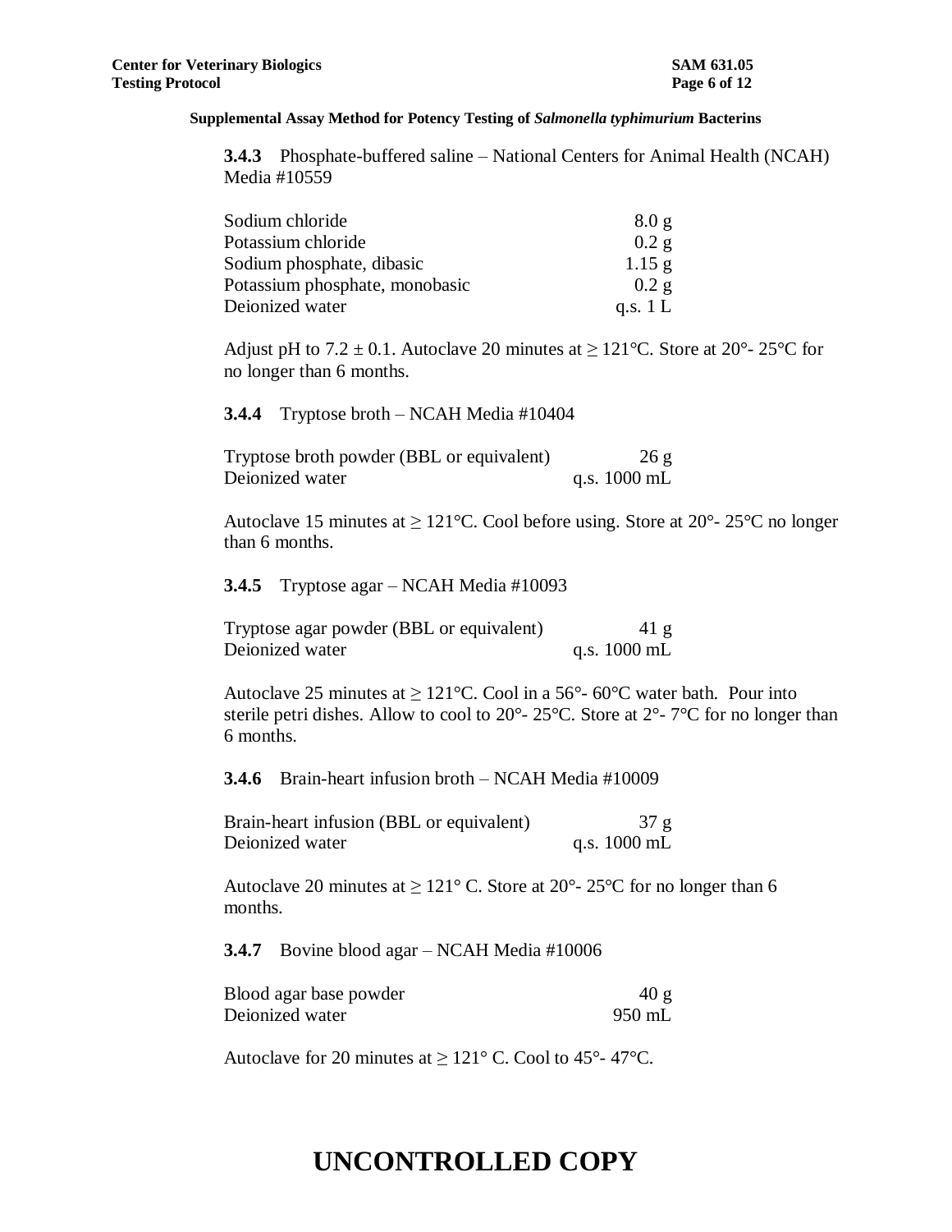**3.4.3** Phosphate-buffered saline – National Centers for Animal Health (NCAH) Media #10559

| | |
|---|---|
| Sodium chloride | 8.0 g |
| Potassium chloride | 0.2 g |
| Sodium phosphate, dibasic | 1.15 g |
| Potassium phosphate, monobasic | 0.2 g |
| Deionized water | q.s. 1 L |

Adjust pH to 7.2 ± 0.1. Autoclave 20 minutes at ≥ 121°C. Store at 20°- 25°C for no longer than 6 months.

**3.4.4** Tryptose broth – NCAH Media #10404

| | |
|---|---|
| Tryptose broth powder (BBL or equivalent) | 26 g |
| Deionized water | q.s. 1000 mL |

Autoclave 15 minutes at ≥ 121°C. Cool before using. Store at 20°- 25°C no longer than 6 months.

**3.4.5** Tryptose agar – NCAH Media #10093

| | |
|---|---|
| Tryptose agar powder (BBL or equivalent) | 41 g |
| Deionized water | q.s. 1000 mL |

Autoclave 25 minutes at ≥ 121°C. Cool in a 56°- 60°C water bath. Pour into sterile petri dishes. Allow to cool to 20°- 25°C. Store at 2°- 7°C for no longer than 6 months.

**3.4.6** Brain-heart infusion broth – NCAH Media #10009

| | |
|---|---|
| Brain-heart infusion (BBL or equivalent) | 37 g |
| Deionized water | q.s. 1000 mL |

Autoclave 20 minutes at ≥ 121° C. Store at 20°- 25°C for no longer than 6 months.

**3.4.7** Bovine blood agar – NCAH Media #10006

| | |
|---|---|
| Blood agar base powder | 40 g |
| Deionized water | 950 mL |

Autoclave for 20 minutes at ≥ 121° C. Cool to 45°- 47°C.

# UNCONTROLLED COPY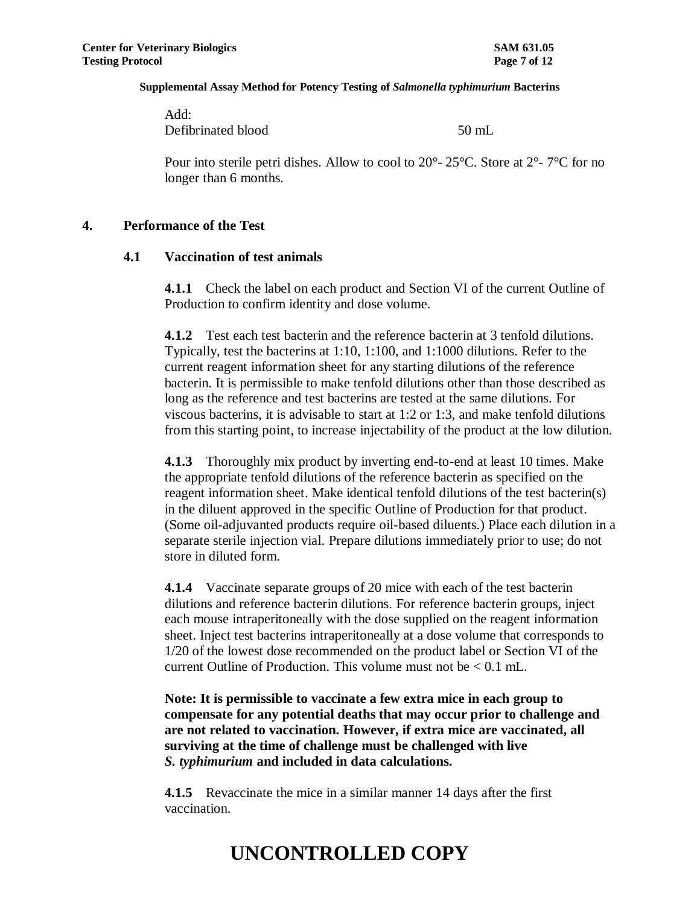Add:

| Defibrinated blood | 50 mL |
|---|---|

Pour into sterile petri dishes. Allow to cool to 20°- 25°C. Store at 2°- 7°C for no longer than 6 months.

## 4. Performance of the Test

### 4.1 Vaccination of test animals

**4.1.1** Check the label on each product and Section VI of the current Outline of Production to confirm identity and dose volume.

**4.1.2** Test each test bacterin and the reference bacterin at 3 tenfold dilutions. Typically, test the bacterins at 1:10, 1:100, and 1:1000 dilutions. Refer to the current reagent information sheet for any starting dilutions of the reference bacterin. It is permissible to make tenfold dilutions other than those described as long as the reference and test bacterins are tested at the same dilutions. For viscous bacterins, it is advisable to start at 1:2 or 1:3, and make tenfold dilutions from this starting point, to increase injectability of the product at the low dilution.

**4.1.3** Thoroughly mix product by inverting end-to-end at least 10 times. Make the appropriate tenfold dilutions of the reference bacterin as specified on the reagent information sheet. Make identical tenfold dilutions of the test bacterin(s) in the diluent approved in the specific Outline of Production for that product. (Some oil-adjuvanted products require oil-based diluents.) Place each dilution in a separate sterile injection vial. Prepare dilutions immediately prior to use; do not store in diluted form.

**4.1.4** Vaccinate separate groups of 20 mice with each of the test bacterin dilutions and reference bacterin dilutions. For reference bacterin groups, inject each mouse intraperitoneally with the dose supplied on the reagent information sheet. Inject test bacterins intraperitoneally at a dose volume that corresponds to 1/20 of the lowest dose recommended on the product label or Section VI of the current Outline of Production. This volume must not be < 0.1 mL.

**Note: It is permissible to vaccinate a few extra mice in each group to compensate for any potential deaths that may occur prior to challenge and are not related to vaccination. However, if extra mice are vaccinated, all surviving at the time of challenge must be challenged with live *S. typhimurium* and included in data calculations.**

**4.1.5** Revaccinate the mice in a similar manner 14 days after the first vaccination.

# UNCONTROLLED COPY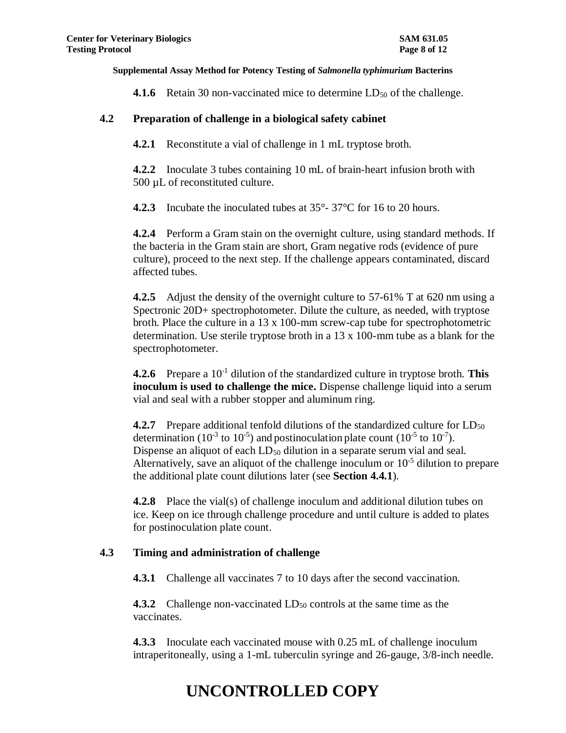**4.1.6** Retain 30 non-vaccinated mice to determine $LD_{50}$ of the challenge.

## 4.2 Preparation of challenge in a biological safety cabinet

**4.2.1** Reconstitute a vial of challenge in 1 mL tryptose broth.

**4.2.2** Inoculate 3 tubes containing 10 mL of brain-heart infusion broth with 500 µL of reconstituted culture.

**4.2.3** Incubate the inoculated tubes at 35°- 37°C for 16 to 20 hours.

**4.2.4** Perform a Gram stain on the overnight culture, using standard methods. If the bacteria in the Gram stain are short, Gram negative rods (evidence of pure culture), proceed to the next step. If the challenge appears contaminated, discard affected tubes.

**4.2.5** Adjust the density of the overnight culture to 57-61% T at 620 nm using a Spectronic 20D+ spectrophotometer. Dilute the culture, as needed, with tryptose broth. Place the culture in a 13 x 100-mm screw-cap tube for spectrophotometric determination. Use sterile tryptose broth in a 13 x 100-mm tube as a blank for the spectrophotometer.

**4.2.6** Prepare a $10^{-1}$ dilution of the standardized culture in tryptose broth. **This inoculum is used to challenge the mice.** Dispense challenge liquid into a serum vial and seal with a rubber stopper and aluminum ring.

**4.2.7** Prepare additional tenfold dilutions of the standardized culture for $LD_{50}$ determination ($10^{-3}$ to $10^{-5}$) and postinoculation plate count ($10^{-5}$ to $10^{-7}$). Dispense an aliquot of each $LD_{50}$ dilution in a separate serum vial and seal. Alternatively, save an aliquot of the challenge inoculum or $10^{-5}$ dilution to prepare the additional plate count dilutions later (see **Section 4.4.1**).

**4.2.8** Place the vial(s) of challenge inoculum and additional dilution tubes on ice. Keep on ice through challenge procedure and until culture is added to plates for postinoculation plate count.

## 4.3 Timing and administration of challenge

**4.3.1** Challenge all vaccinates 7 to 10 days after the second vaccination.

**4.3.2** Challenge non-vaccinated $LD_{50}$ controls at the same time as the vaccinates.

**4.3.3** Inoculate each vaccinated mouse with 0.25 mL of challenge inoculum intraperitoneally, using a 1-mL tuberculin syringe and 26-gauge, 3/8-inch needle.

# UNCONTROLLED COPY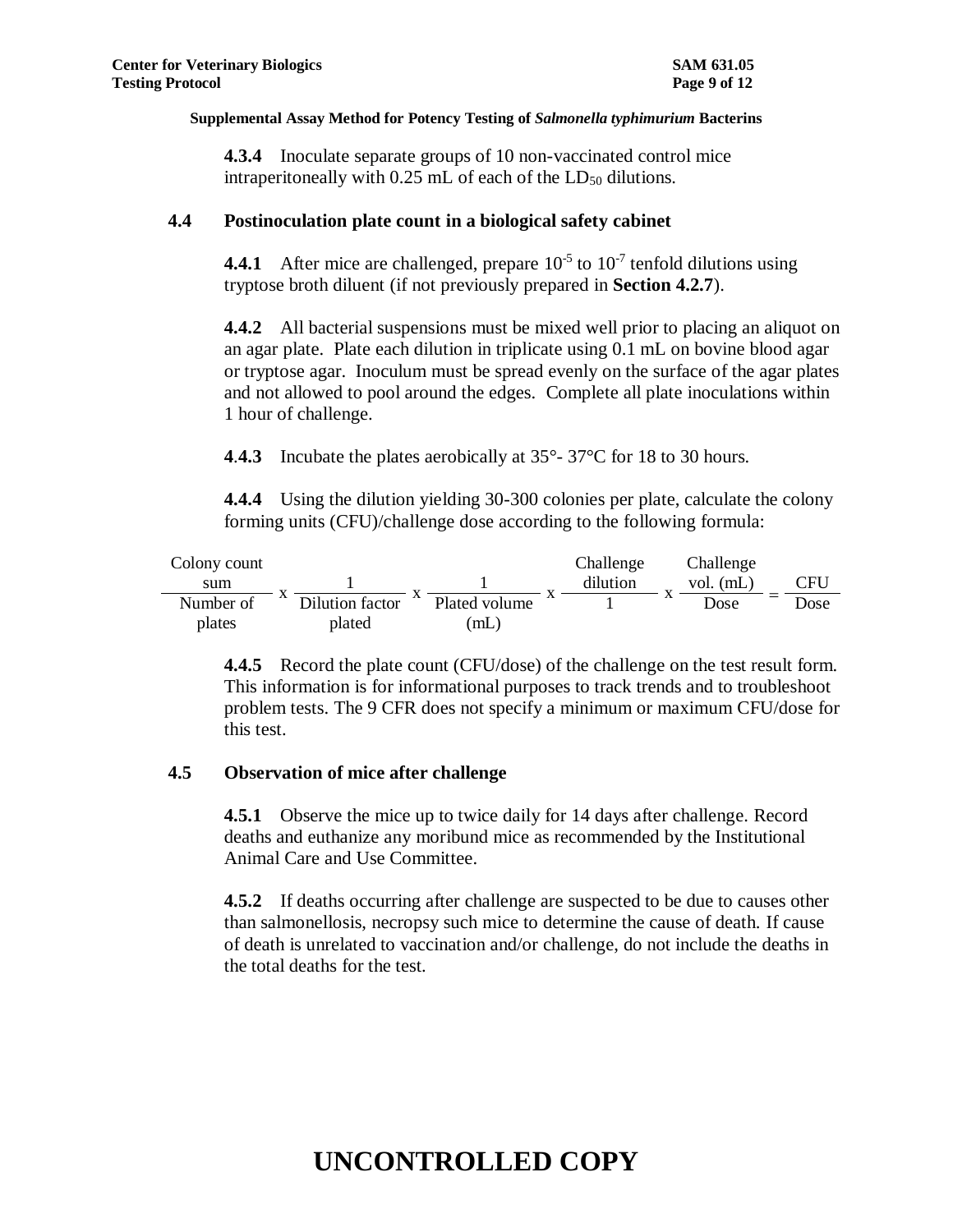**Supplemental Assay Method for Potency Testing of *Salmonella typhimurium* Bacterins**

**4.3.4** Inoculate separate groups of 10 non-vaccinated control mice intraperitoneally with 0.25 mL of each of the $LD_{50}$ dilutions.

### 4.4 Postinoculation plate count in a biological safety cabinet

**4.4.1** After mice are challenged, prepare $10^{-5}$ to $10^{-7}$ tenfold dilutions using tryptose broth diluent (if not previously prepared in **Section 4.2.7**).

**4.4.2** All bacterial suspensions must be mixed well prior to placing an aliquot on an agar plate. Plate each dilution in triplicate using 0.1 mL on bovine blood agar or tryptose agar. Inoculum must be spread evenly on the surface of the agar plates and not allowed to pool around the edges. Complete all plate inoculations within 1 hour of challenge.

**4.4.3** Incubate the plates aerobically at 35°- 37°C for 18 to 30 hours.

**4.4.4** Using the dilution yielding 30-300 colonies per plate, calculate the colony forming units (CFU)/challenge dose according to the following formula:

$$\frac{\text{Colony count sum}}{\text{Number of plates}} \times \frac{1}{\text{Dilution factor plated}} \times \frac{1}{\text{Plated volume (mL)}} \times \frac{\text{Challenge dilution}}{1} \times \frac{\text{Challenge vol. (mL)}}{\text{Dose}} = \frac{\text{CFU}}{\text{Dose}}$$

**4.4.5** Record the plate count (CFU/dose) of the challenge on the test result form. This information is for informational purposes to track trends and to troubleshoot problem tests. The 9 CFR does not specify a minimum or maximum CFU/dose for this test.

### 4.5 Observation of mice after challenge

**4.5.1** Observe the mice up to twice daily for 14 days after challenge. Record deaths and euthanize any moribund mice as recommended by the Institutional Animal Care and Use Committee.

**4.5.2** If deaths occurring after challenge are suspected to be due to causes other than salmonellosis, necropsy such mice to determine the cause of death. If cause of death is unrelated to vaccination and/or challenge, do not include the deaths in the total deaths for the test.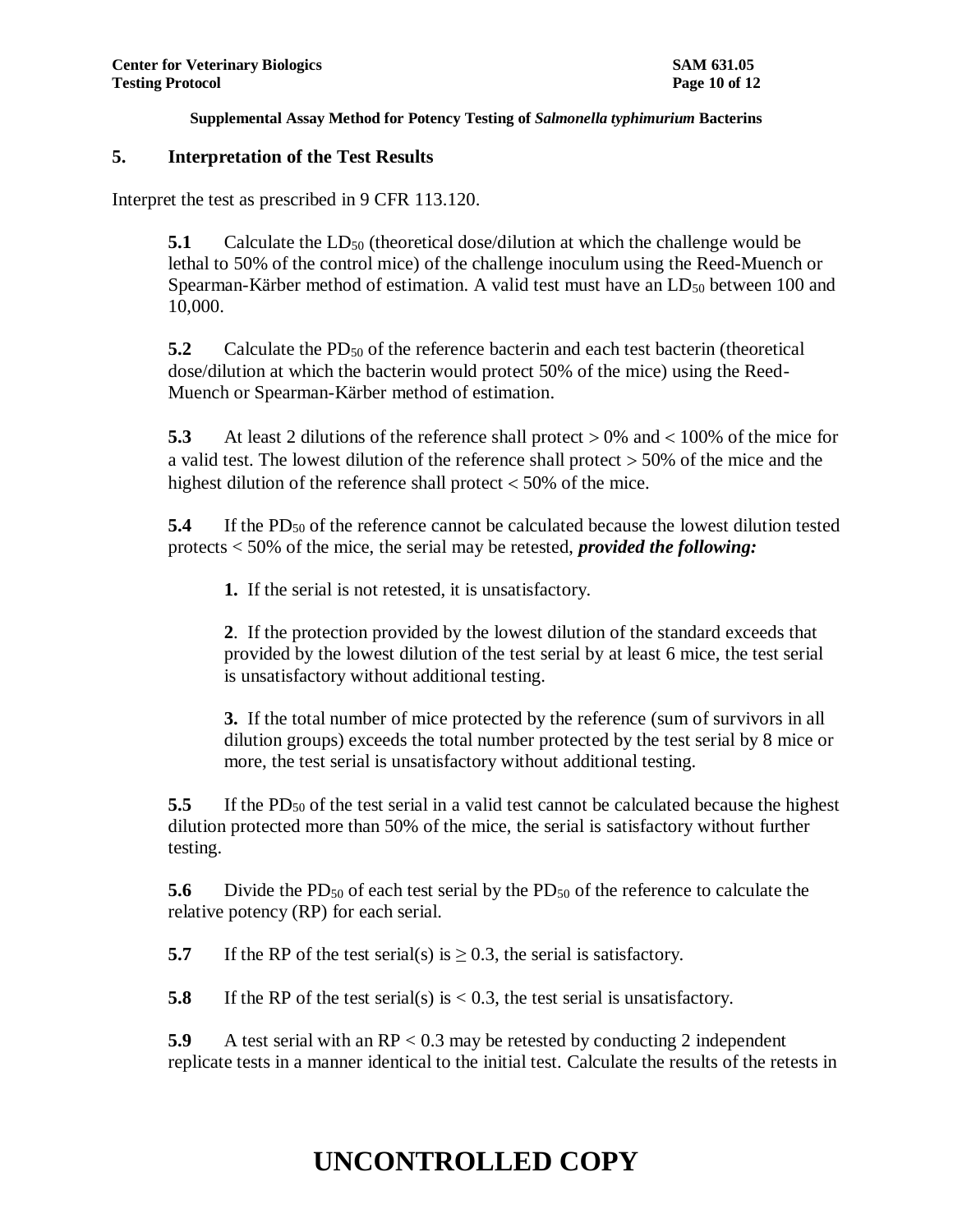**Supplemental Assay Method for Potency Testing of *Salmonella typhimurium* Bacterins**

## 5. Interpretation of the Test Results

Interpret the test as prescribed in 9 CFR 113.120.

**5.1** Calculate the $LD_{50}$ (theoretical dose/dilution at which the challenge would be lethal to 50% of the control mice) of the challenge inoculum using the Reed-Muench or Spearman-Kärber method of estimation. A valid test must have an $LD_{50}$ between 100 and 10,000.

**5.2** Calculate the $PD_{50}$ of the reference bacterin and each test bacterin (theoretical dose/dilution at which the bacterin would protect 50% of the mice) using the Reed-Muench or Spearman-Kärber method of estimation.

**5.3** At least 2 dilutions of the reference shall protect > 0% and < 100% of the mice for a valid test. The lowest dilution of the reference shall protect > 50% of the mice and the highest dilution of the reference shall protect < 50% of the mice.

**5.4** If the $PD_{50}$ of the reference cannot be calculated because the lowest dilution tested protects < 50% of the mice, the serial may be retested, ***provided the following:***

**1.** If the serial is not retested, it is unsatisfactory.

**2**. If the protection provided by the lowest dilution of the standard exceeds that provided by the lowest dilution of the test serial by at least 6 mice, the test serial is unsatisfactory without additional testing.

**3.** If the total number of mice protected by the reference (sum of survivors in all dilution groups) exceeds the total number protected by the test serial by 8 mice or more, the test serial is unsatisfactory without additional testing.

**5.5** If the $PD_{50}$ of the test serial in a valid test cannot be calculated because the highest dilution protected more than 50% of the mice, the serial is satisfactory without further testing.

**5.6** Divide the $PD_{50}$ of each test serial by the $PD_{50}$ of the reference to calculate the relative potency (RP) for each serial.

**5.7** If the RP of the test serial(s) is $\geq 0.3$, the serial is satisfactory.

**5.8** If the RP of the test serial(s) is < 0.3, the test serial is unsatisfactory.

**5.9** A test serial with an RP < 0.3 may be retested by conducting 2 independent replicate tests in a manner identical to the initial test. Calculate the results of the retests in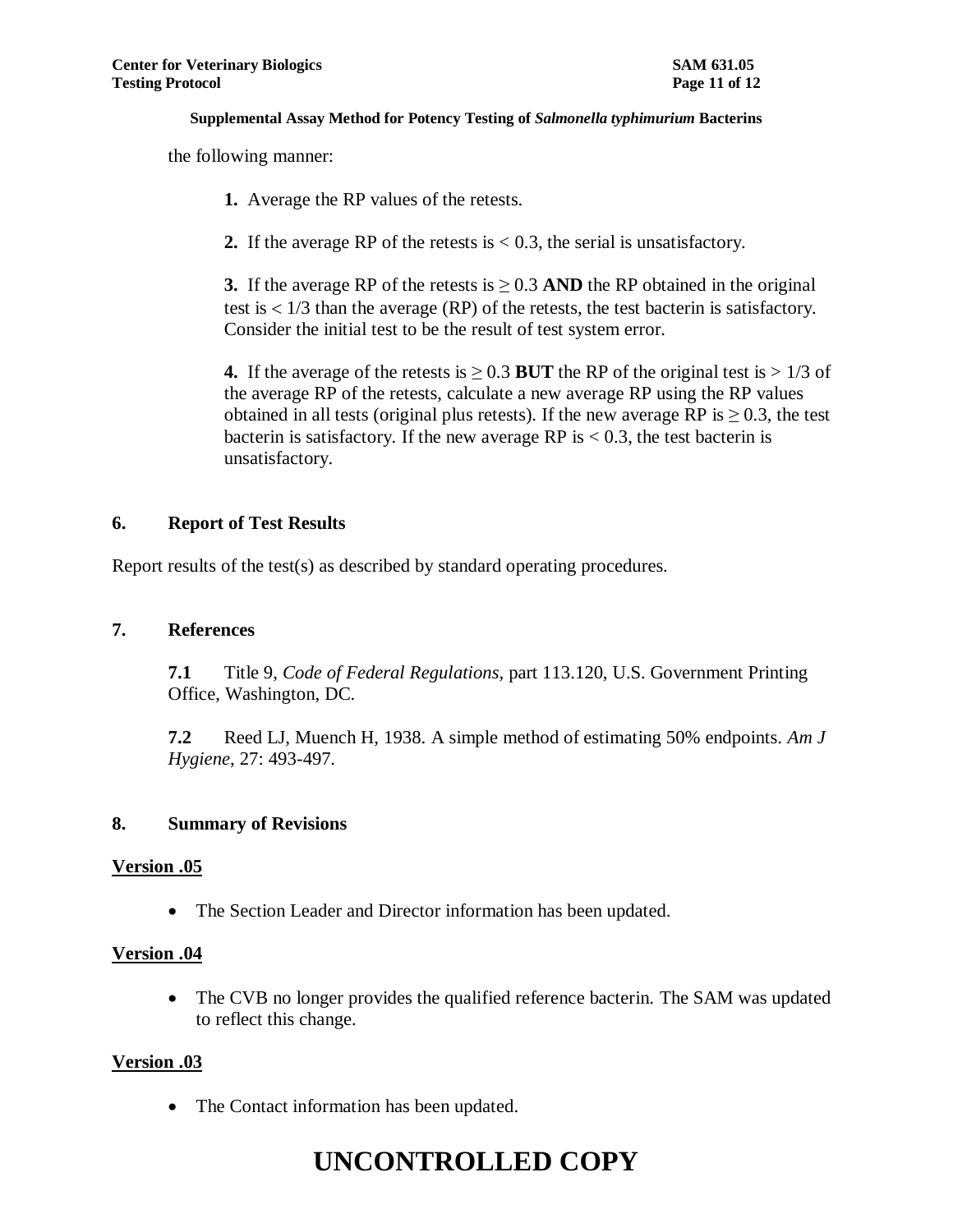the following manner:

**1.** Average the RP values of the retests.

**2.** If the average RP of the retests is $< 0.3$, the serial is unsatisfactory.

**3.** If the average RP of the retests is $\geq 0.3$ **AND** the RP obtained in the original test is $< 1/3$ than the average (RP) of the retests, the test bacterin is satisfactory. Consider the initial test to be the result of test system error.

**4.** If the average of the retests is $\geq 0.3$ **BUT** the RP of the original test is $> 1/3$ of the average RP of the retests, calculate a new average RP using the RP values obtained in all tests (original plus retests). If the new average RP is $\geq 0.3$, the test bacterin is satisfactory. If the new average RP is $< 0.3$, the test bacterin is unsatisfactory.

## 6. Report of Test Results

Report results of the test(s) as described by standard operating procedures.

## 7. References

**7.1** Title 9, *Code of Federal Regulations,* part 113.120, U.S. Government Printing Office, Washington, DC.

**7.2** Reed LJ, Muench H, 1938. A simple method of estimating 50% endpoints. *Am J Hygiene*, 27: 493-497.

## 8. Summary of Revisions

**Version .05**

- The Section Leader and Director information has been updated.

**Version .04**

- The CVB no longer provides the qualified reference bacterin. The SAM was updated to reflect this change.

**Version .03**

- The Contact information has been updated.

# UNCONTROLLED COPY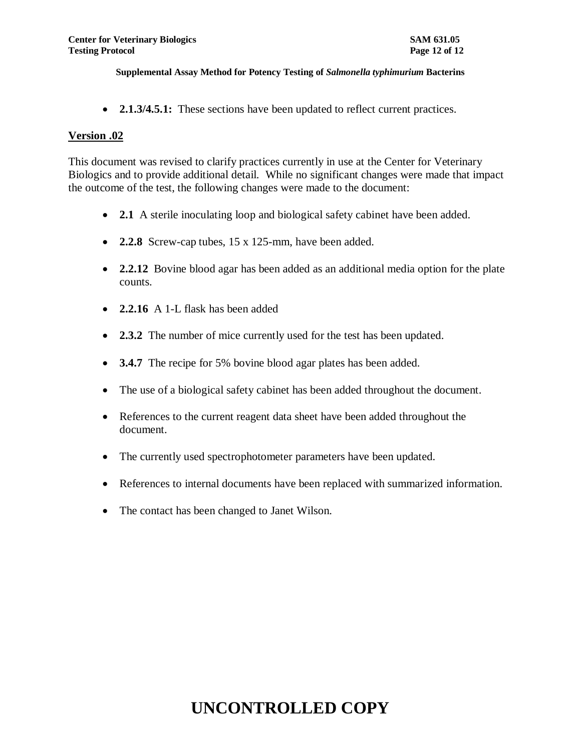- **2.1.3/4.5.1:** These sections have been updated to reflect current practices.

**Version .02**

This document was revised to clarify practices currently in use at the Center for Veterinary Biologics and to provide additional detail. While no significant changes were made that impact the outcome of the test, the following changes were made to the document:

- **2.1** A sterile inoculating loop and biological safety cabinet have been added.
- **2.2.8** Screw-cap tubes, 15 x 125-mm, have been added.
- **2.2.12** Bovine blood agar has been added as an additional media option for the plate counts.
- **2.2.16** A 1-L flask has been added
- **2.3.2** The number of mice currently used for the test has been updated.
- **3.4.7** The recipe for 5% bovine blood agar plates has been added.
- The use of a biological safety cabinet has been added throughout the document.
- References to the current reagent data sheet have been added throughout the document.
- The currently used spectrophotometer parameters have been updated.
- References to internal documents have been replaced with summarized information.
- The contact has been changed to Janet Wilson.

# UNCONTROLLED COPY